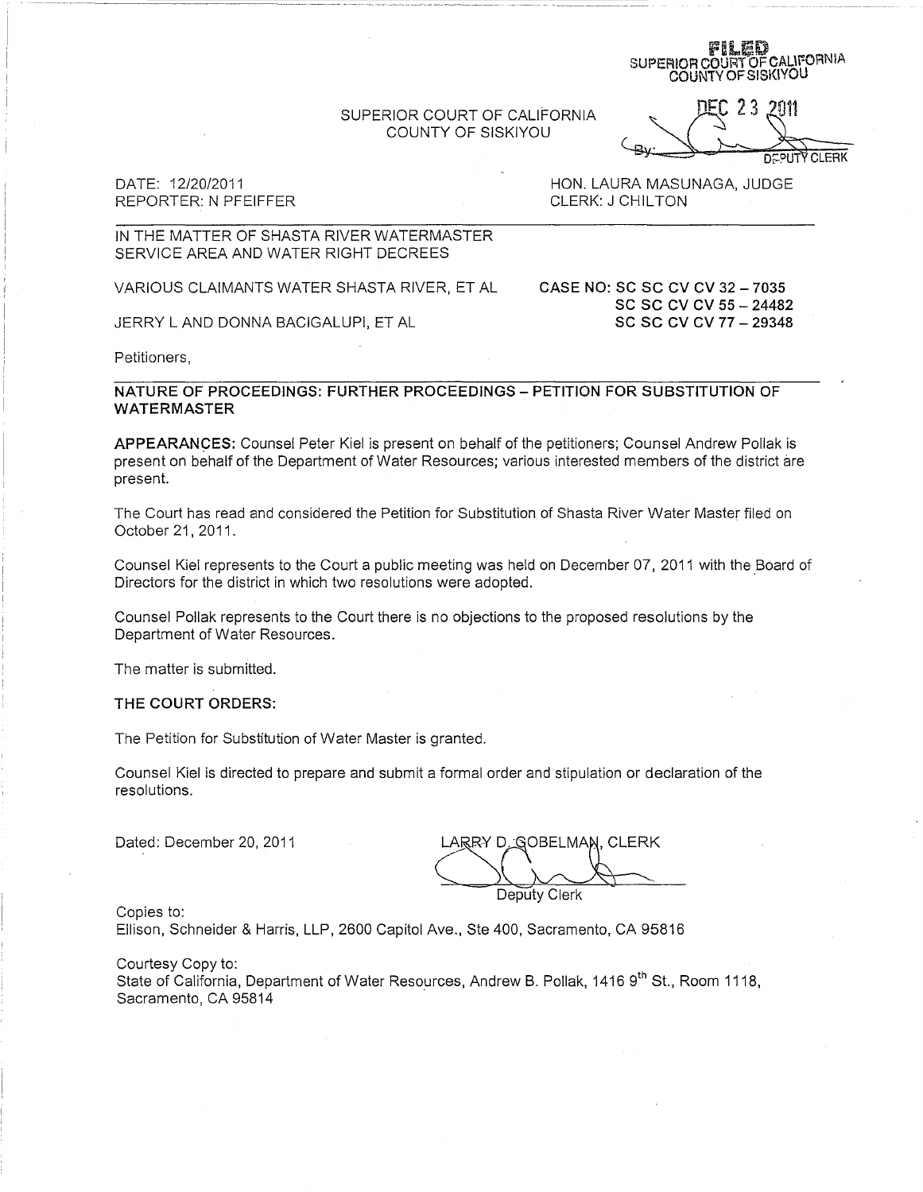FILED
SUPERIOR COURT OF CALIFORNIA
COUNTY OF SISKIYOU

DEC 23 2011

By: DEPUTY CLERK

SUPERIOR COURT OF CALIFORNIA
COUNTY OF SISKIYOU

DATE: 12/20/2011
REPORTER: N PFEIFFER

HON. LAURA MASUNAGA, JUDGE
CLERK: J CHILTON

IN THE MATTER OF SHASTA RIVER WATERMASTER SERVICE AREA AND WATER RIGHT DECREES

VARIOUS CLAIMANTS WATER SHASTA RIVER, ET AL

JERRY L AND DONNA BACIGALUPI, ET AL

**CASE NO: SC SC CV CV 32 – 7035**
**SC SC CV CV 55 – 24482**
**SC SC CV CV 77 – 29348**

Petitioners,

**NATURE OF PROCEEDINGS: FURTHER PROCEEDINGS – PETITION FOR SUBSTITUTION OF WATERMASTER**

**APPEARANCES:** Counsel Peter Kiel is present on behalf of the petitioners; Counsel Andrew Pollak is present on behalf of the Department of Water Resources; various interested members of the district are present.

The Court has read and considered the Petition for Substitution of Shasta River Water Master filed on October 21, 2011.

Counsel Kiel represents to the Court a public meeting was held on December 07, 2011 with the Board of Directors for the district in which two resolutions were adopted.

Counsel Pollak represents to the Court there is no objections to the proposed resolutions by the Department of Water Resources.

The matter is submitted.

**THE COURT ORDERS:**

The Petition for Substitution of Water Master is granted.

Counsel Kiel is directed to prepare and submit a formal order and stipulation or declaration of the resolutions.

Dated: December 20, 2011

LARRY D. GOBELMAN, CLERK

Deputy Clerk

Copies to:
Ellison, Schneider & Harris, LLP, 2600 Capitol Ave., Ste 400, Sacramento, CA 95816

Courtesy Copy to:
State of California, Department of Water Resources, Andrew B. Pollak, 1416 9th St., Room 1118, Sacramento, CA 95814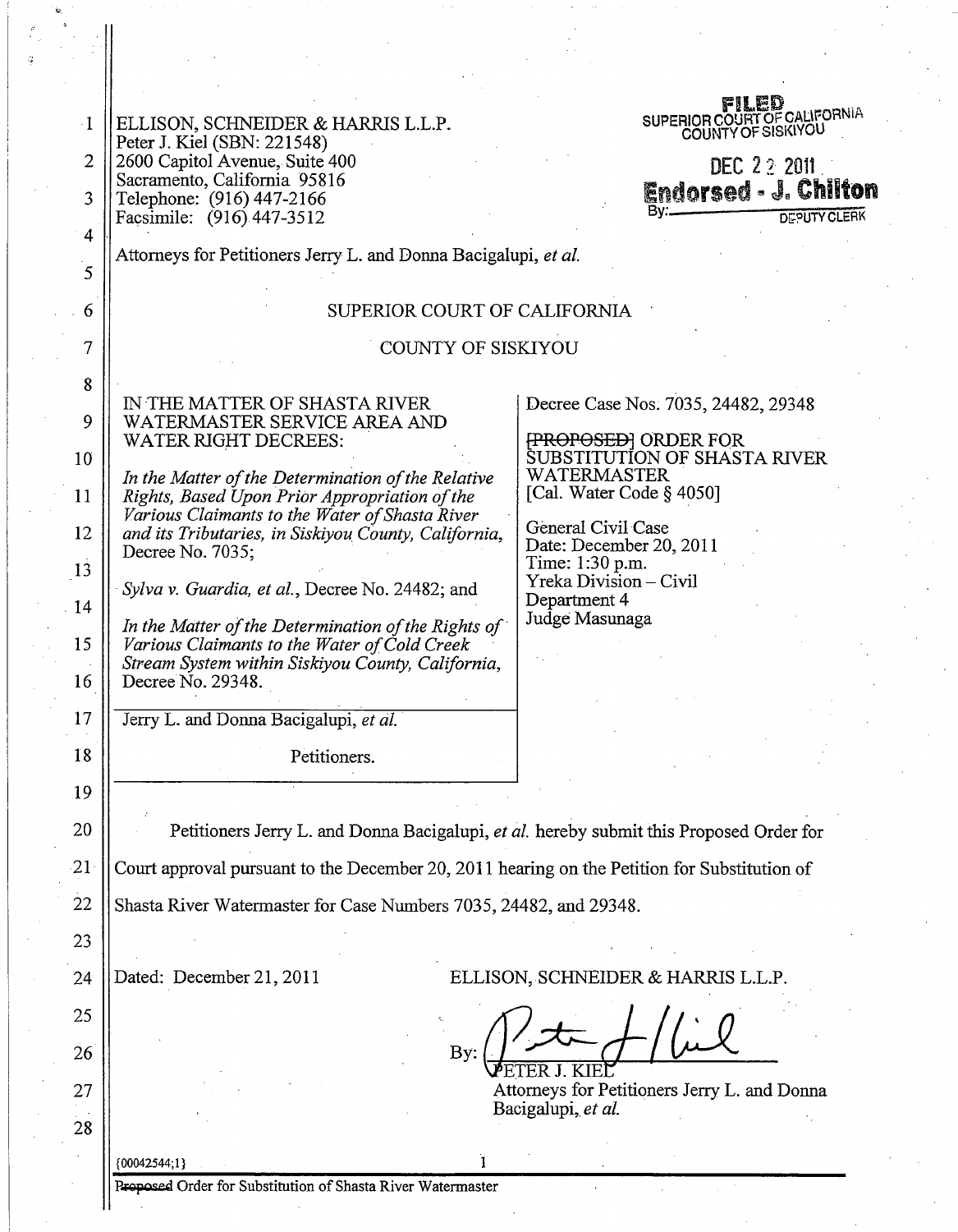ELLISON, SCHNEIDER & HARRIS L.L.P.
Peter J. Kiel (SBN: 221548)
2600 Capitol Avenue, Suite 400
Sacramento, California 95816
Telephone: (916) 447-2166
Facsimile: (916) 447-3512

FILED
SUPERIOR COURT OF CALIFORNIA
COUNTY OF SISKIYOU
DEC 22 2011
Endorsed - J. Chilton
By: DEPUTY CLERK

Attorneys for Petitioners Jerry L. and Donna Bacigalupi, *et al.*

SUPERIOR COURT OF CALIFORNIA

COUNTY OF SISKIYOU

| | |
|---|---|
| IN THE MATTER OF SHASTA RIVER WATERMASTER SERVICE AREA AND WATER RIGHT DECREES:<br><br>*In the Matter of the Determination of the Relative Rights, Based Upon Prior Appropriation of the Various Claimants to the Water of Shasta River and its Tributaries, in Siskiyou County, California,* Decree No. 7035;<br><br>*Sylva v. Guardia, et al.*, Decree No. 24482; and<br><br>*In the Matter of the Determination of the Rights of Various Claimants to the Water of Cold Creek Stream System within Siskiyou County, California,* Decree No. 29348.<br><br>Jerry L. and Donna Bacigalupi, *et al.*<br><br>Petitioners. | Decree Case Nos. 7035, 24482, 29348<br><br>~~[PROPOSED]~~ ORDER FOR SUBSTITUTION OF SHASTA RIVER WATERMASTER<br>[Cal. Water Code § 4050]<br><br>General Civil Case<br>Date: December 20, 2011<br>Time: 1:30 p.m.<br>Yreka Division – Civil<br>Department 4<br>Judge Masunaga |

Petitioners Jerry L. and Donna Bacigalupi, *et al.* hereby submit this Proposed Order for Court approval pursuant to the December 20, 2011 hearing on the Petition for Substitution of Shasta River Watermaster for Case Numbers 7035, 24482, and 29348.

Dated: December 21, 2011

ELLISON, SCHNEIDER & HARRIS L.L.P.

By: [signature]
PETER J. KIEL
Attorneys for Petitioners Jerry L. and Donna Bacigalupi, *et al.*

{00042544;1}

~~Proposed~~ Order for Substitution of Shasta River Watermaster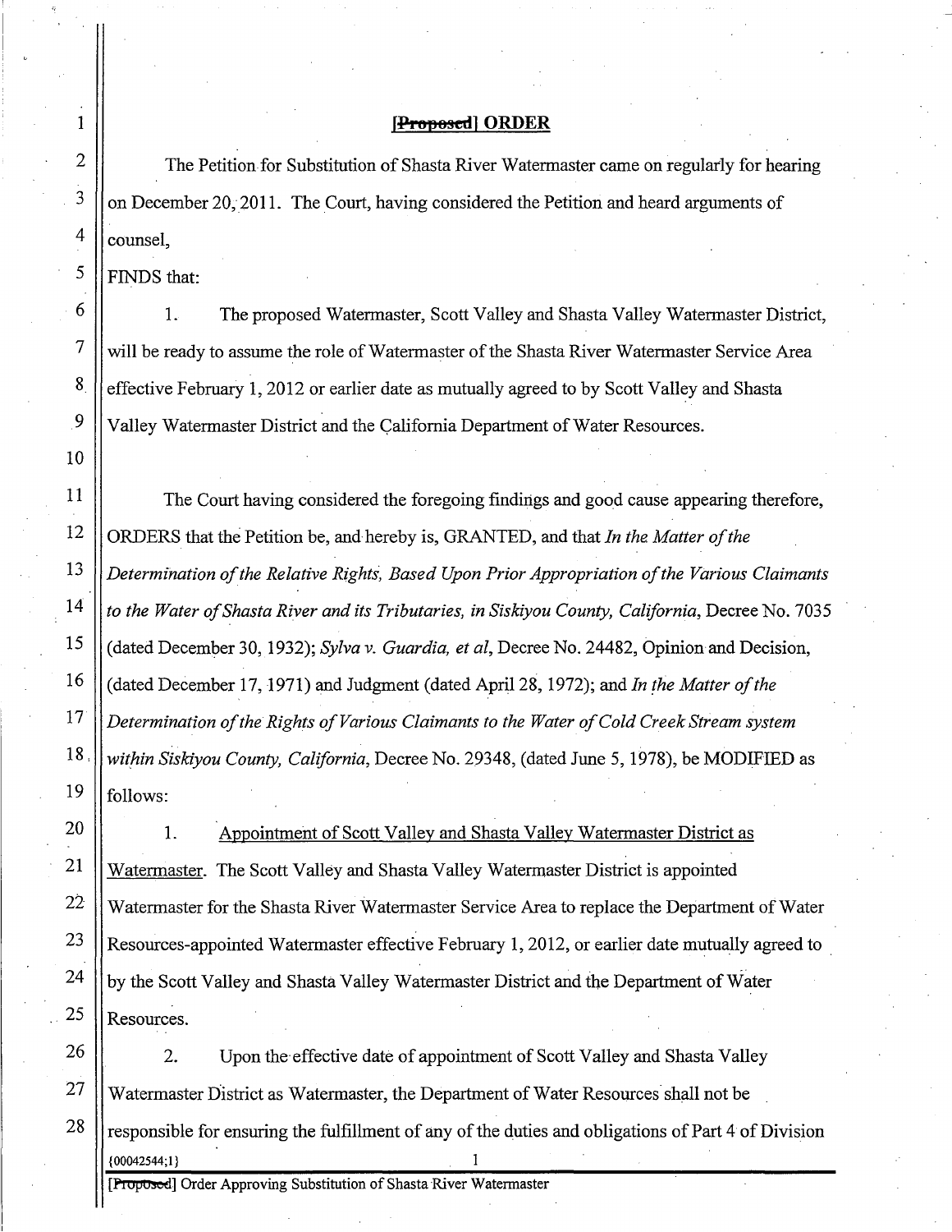# ~~[Proposed]~~ ORDER

The Petition for Substitution of Shasta River Watermaster came on regularly for hearing on December 20, 2011. The Court, having considered the Petition and heard arguments of counsel,

FINDS that:

1. The proposed Watermaster, Scott Valley and Shasta Valley Watermaster District, will be ready to assume the role of Watermaster of the Shasta River Watermaster Service Area effective February 1, 2012 or earlier date as mutually agreed to by Scott Valley and Shasta Valley Watermaster District and the California Department of Water Resources.

The Court having considered the foregoing findings and good cause appearing therefore, ORDERS that the Petition be, and hereby is, GRANTED, and that *In the Matter of the Determination of the Relative Rights, Based Upon Prior Appropriation of the Various Claimants to the Water of Shasta River and its Tributaries, in Siskiyou County, California*, Decree No. 7035 (dated December 30, 1932); *Sylva v. Guardia, et al*, Decree No. 24482, Opinion and Decision, (dated December 17, 1971) and Judgment (dated April 28, 1972); and *In the Matter of the Determination of the Rights of Various Claimants to the Water of Cold Creek Stream system within Siskiyou County, California*, Decree No. 29348, (dated June 5, 1978), be MODIFIED as follows:

1. <u>Appointment of Scott Valley and Shasta Valley Watermaster District as Watermaster</u>. The Scott Valley and Shasta Valley Watermaster District is appointed Watermaster for the Shasta River Watermaster Service Area to replace the Department of Water Resources-appointed Watermaster effective February 1, 2012, or earlier date mutually agreed to by the Scott Valley and Shasta Valley Watermaster District and the Department of Water Resources.

2. Upon the effective date of appointment of Scott Valley and Shasta Valley Watermaster District as Watermaster, the Department of Water Resources shall not be responsible for ensuring the fulfillment of any of the duties and obligations of Part 4 of Division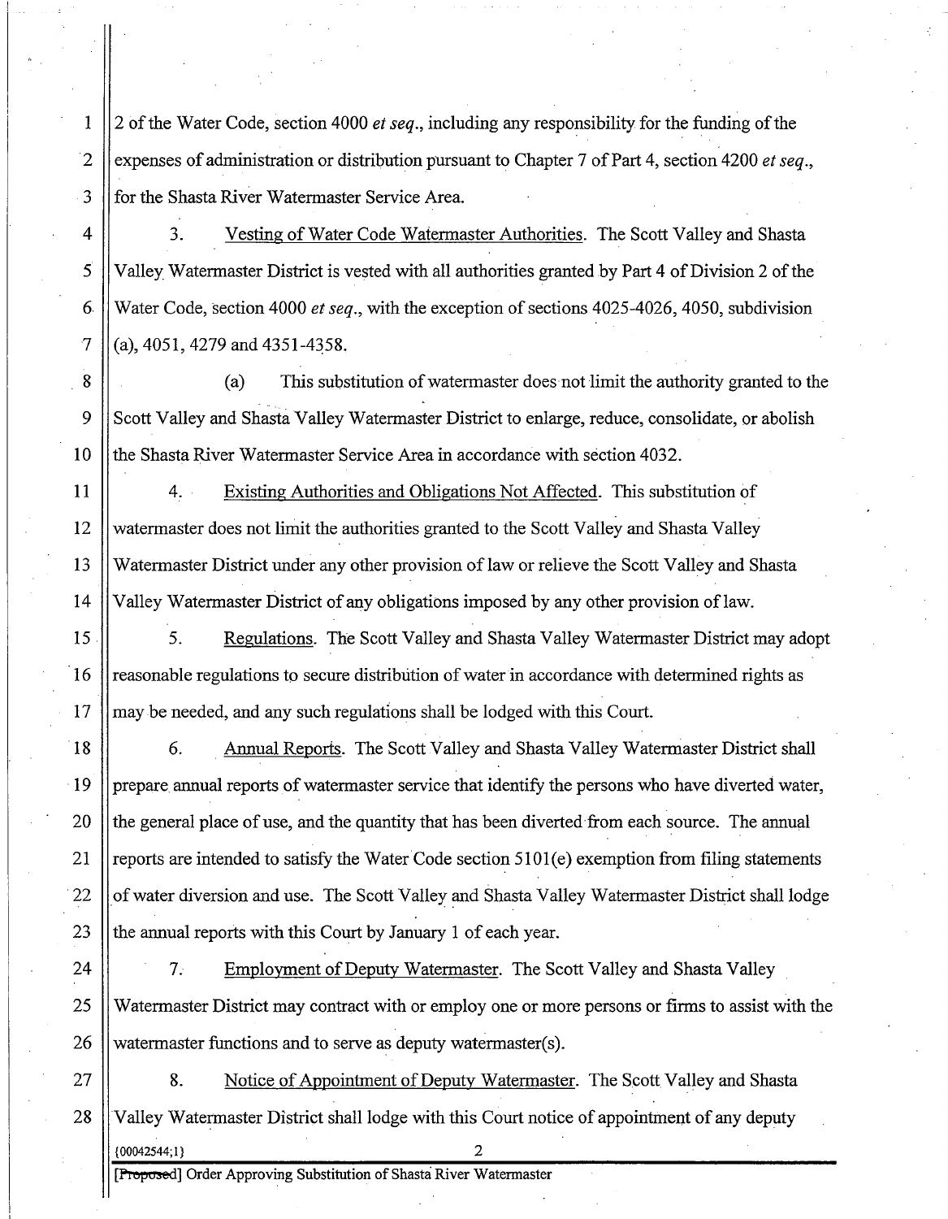2 of the Water Code, section 4000 *et seq.*, including any responsibility for the funding of the expenses of administration or distribution pursuant to Chapter 7 of Part 4, section 4200 *et seq.*, for the Shasta River Watermaster Service Area.

3. Vesting of Water Code Watermaster Authorities. The Scott Valley and Shasta Valley Watermaster District is vested with all authorities granted by Part 4 of Division 2 of the Water Code, section 4000 *et seq.*, with the exception of sections 4025-4026, 4050, subdivision (a), 4051, 4279 and 4351-4358.

(a) This substitution of watermaster does not limit the authority granted to the Scott Valley and Shasta Valley Watermaster District to enlarge, reduce, consolidate, or abolish the Shasta River Watermaster Service Area in accordance with section 4032.

4. Existing Authorities and Obligations Not Affected. This substitution of watermaster does not limit the authorities granted to the Scott Valley and Shasta Valley Watermaster District under any other provision of law or relieve the Scott Valley and Shasta Valley Watermaster District of any obligations imposed by any other provision of law.

5. Regulations. The Scott Valley and Shasta Valley Watermaster District may adopt reasonable regulations to secure distribution of water in accordance with determined rights as may be needed, and any such regulations shall be lodged with this Court.

6. Annual Reports. The Scott Valley and Shasta Valley Watermaster District shall prepare annual reports of watermaster service that identify the persons who have diverted water, the general place of use, and the quantity that has been diverted from each source. The annual reports are intended to satisfy the Water Code section 5101(e) exemption from filing statements of water diversion and use. The Scott Valley and Shasta Valley Watermaster District shall lodge the annual reports with this Court by January 1 of each year.

7. Employment of Deputy Watermaster. The Scott Valley and Shasta Valley Watermaster District may contract with or employ one or more persons or firms to assist with the watermaster functions and to serve as deputy watermaster(s).

8. Notice of Appointment of Deputy Watermaster. The Scott Valley and Shasta Valley Watermaster District shall lodge with this Court notice of appointment of any deputy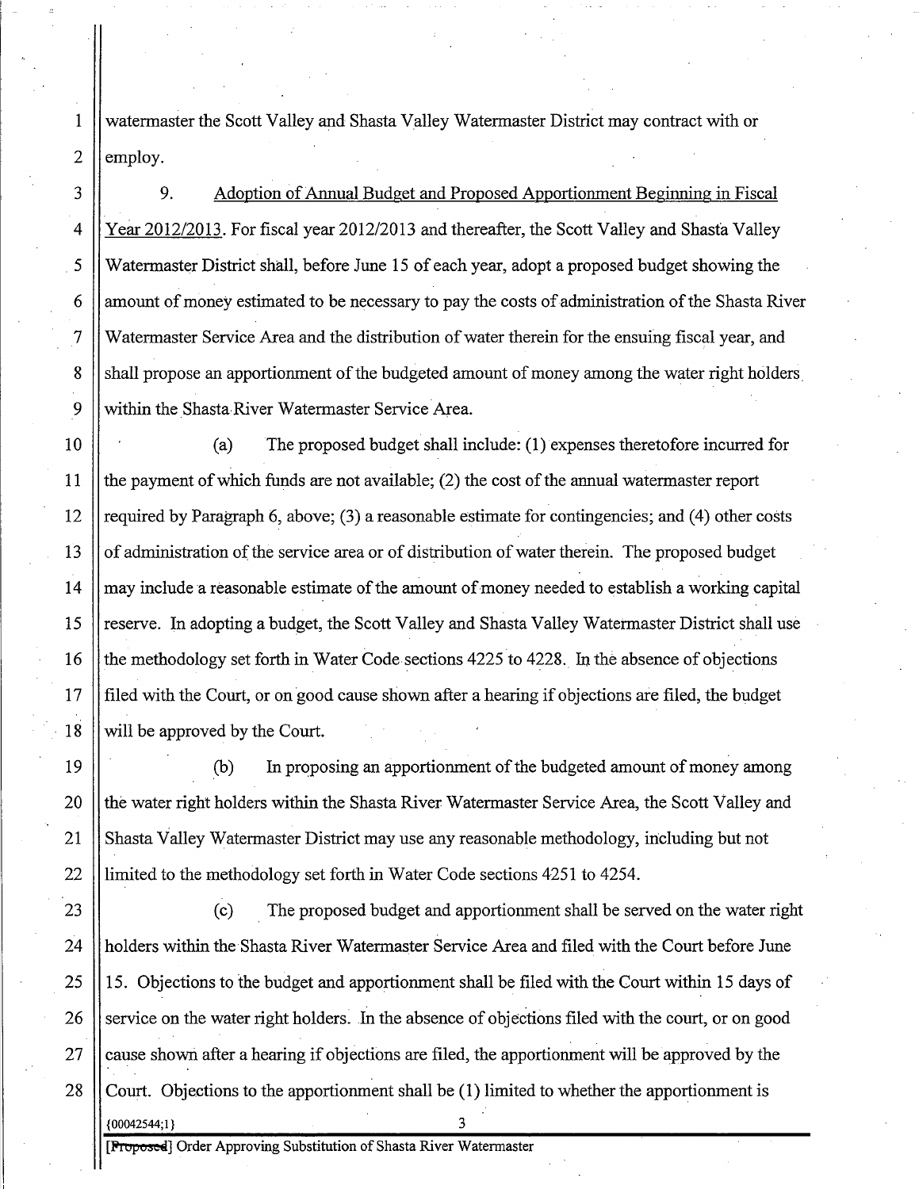watermaster the Scott Valley and Shasta Valley Watermaster District may contract with or employ.

9. Adoption of Annual Budget and Proposed Apportionment Beginning in Fiscal Year 2012/2013. For fiscal year 2012/2013 and thereafter, the Scott Valley and Shasta Valley Watermaster District shall, before June 15 of each year, adopt a proposed budget showing the amount of money estimated to be necessary to pay the costs of administration of the Shasta River Watermaster Service Area and the distribution of water therein for the ensuing fiscal year, and shall propose an apportionment of the budgeted amount of money among the water right holders within the Shasta River Watermaster Service Area.

(a) The proposed budget shall include: (1) expenses theretofore incurred for the payment of which funds are not available; (2) the cost of the annual watermaster report required by Paragraph 6, above; (3) a reasonable estimate for contingencies; and (4) other costs of administration of the service area or of distribution of water therein. The proposed budget may include a reasonable estimate of the amount of money needed to establish a working capital reserve. In adopting a budget, the Scott Valley and Shasta Valley Watermaster District shall use the methodology set forth in Water Code sections 4225 to 4228. In the absence of objections filed with the Court, or on good cause shown after a hearing if objections are filed, the budget will be approved by the Court.

(b) In proposing an apportionment of the budgeted amount of money among the water right holders within the Shasta River Watermaster Service Area, the Scott Valley and Shasta Valley Watermaster District may use any reasonable methodology, including but not limited to the methodology set forth in Water Code sections 4251 to 4254.

(c) The proposed budget and apportionment shall be served on the water right holders within the Shasta River Watermaster Service Area and filed with the Court before June 15. Objections to the budget and apportionment shall be filed with the Court within 15 days of service on the water right holders. In the absence of objections filed with the court, or on good cause shown after a hearing if objections are filed, the apportionment will be approved by the Court. Objections to the apportionment shall be (1) limited to whether the apportionment is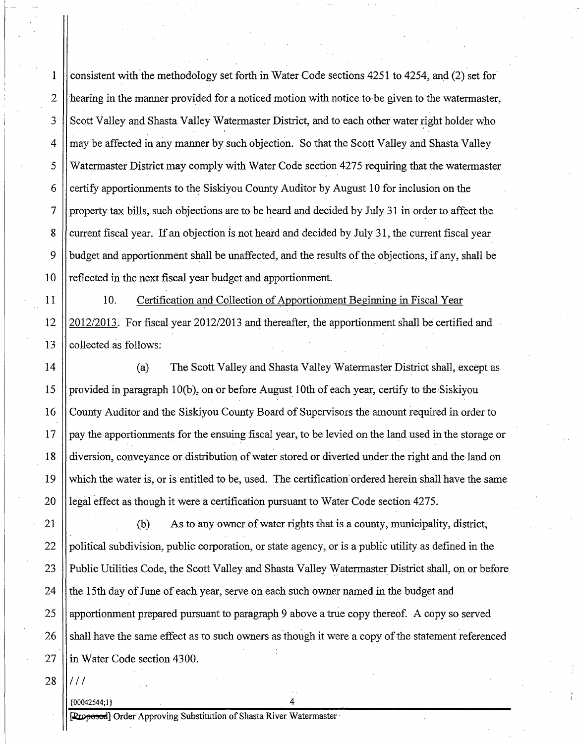consistent with the methodology set forth in Water Code sections 4251 to 4254, and (2) set for hearing in the manner provided for a noticed motion with notice to be given to the watermaster, Scott Valley and Shasta Valley Watermaster District, and to each other water right holder who may be affected in any manner by such objection. So that the Scott Valley and Shasta Valley Watermaster District may comply with Water Code section 4275 requiring that the watermaster certify apportionments to the Siskiyou County Auditor by August 10 for inclusion on the property tax bills, such objections are to be heard and decided by July 31 in order to affect the current fiscal year. If an objection is not heard and decided by July 31, the current fiscal year budget and apportionment shall be unaffected, and the results of the objections, if any, shall be reflected in the next fiscal year budget and apportionment.

10. Certification and Collection of Apportionment Beginning in Fiscal Year 2012/2013. For fiscal year 2012/2013 and thereafter, the apportionment shall be certified and collected as follows:

(a) The Scott Valley and Shasta Valley Watermaster District shall, except as provided in paragraph 10(b), on or before August 10th of each year, certify to the Siskiyou County Auditor and the Siskiyou County Board of Supervisors the amount required in order to pay the apportionments for the ensuing fiscal year, to be levied on the land used in the storage or diversion, conveyance or distribution of water stored or diverted under the right and the land on which the water is, or is entitled to be, used. The certification ordered herein shall have the same legal effect as though it were a certification pursuant to Water Code section 4275.

(b) As to any owner of water rights that is a county, municipality, district, political subdivision, public corporation, or state agency, or is a public utility as defined in the Public Utilities Code, the Scott Valley and Shasta Valley Watermaster District shall, on or before the 15th day of June of each year, serve on each such owner named in the budget and apportionment prepared pursuant to paragraph 9 above a true copy thereof. A copy so served shall have the same effect as to such owners as though it were a copy of the statement referenced in Water Code section 4300.

///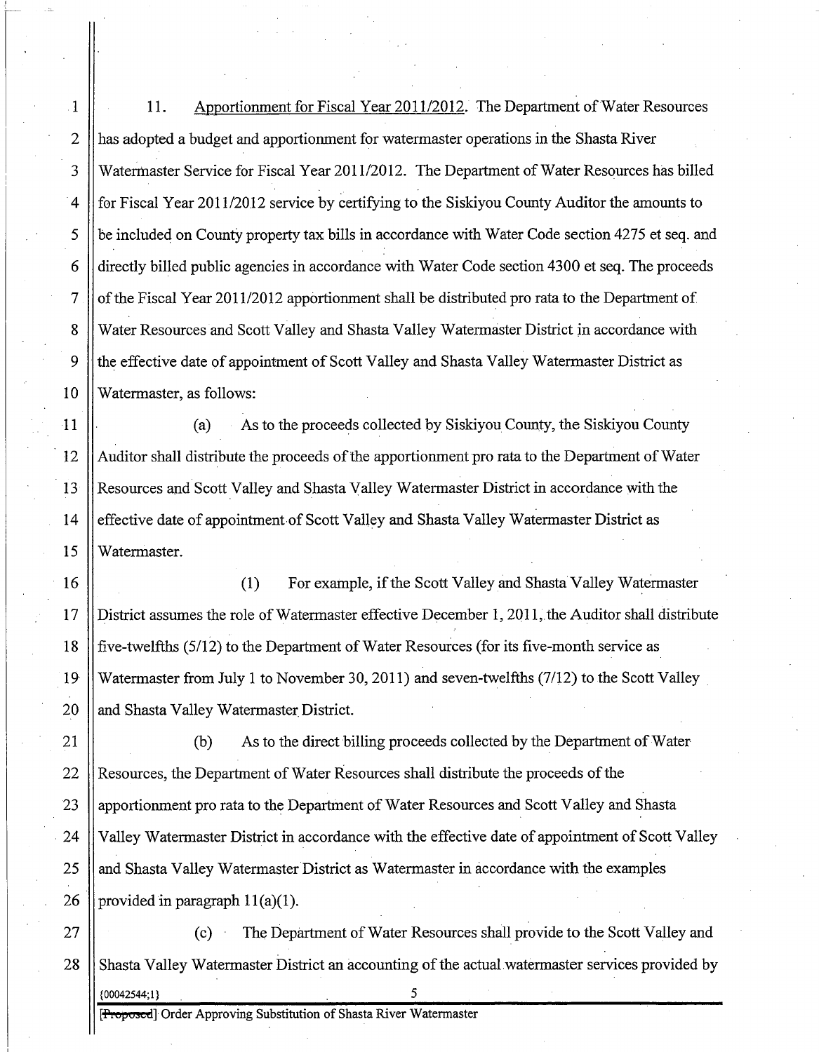11. Apportionment for Fiscal Year 2011/2012. The Department of Water Resources has adopted a budget and apportionment for watermaster operations in the Shasta River Watermaster Service for Fiscal Year 2011/2012. The Department of Water Resources has billed for Fiscal Year 2011/2012 service by certifying to the Siskiyou County Auditor the amounts to be included on County property tax bills in accordance with Water Code section 4275 et seq. and directly billed public agencies in accordance with Water Code section 4300 et seq. The proceeds of the Fiscal Year 2011/2012 apportionment shall be distributed pro rata to the Department of Water Resources and Scott Valley and Shasta Valley Watermaster District in accordance with the effective date of appointment of Scott Valley and Shasta Valley Watermaster District as Watermaster, as follows:

(a) As to the proceeds collected by Siskiyou County, the Siskiyou County Auditor shall distribute the proceeds of the apportionment pro rata to the Department of Water Resources and Scott Valley and Shasta Valley Watermaster District in accordance with the effective date of appointment of Scott Valley and Shasta Valley Watermaster District as Watermaster.

(1) For example, if the Scott Valley and Shasta Valley Watermaster District assumes the role of Watermaster effective December 1, 2011, the Auditor shall distribute five-twelfths (5/12) to the Department of Water Resources (for its five-month service as Watermaster from July 1 to November 30, 2011) and seven-twelfths (7/12) to the Scott Valley and Shasta Valley Watermaster District.

(b) As to the direct billing proceeds collected by the Department of Water Resources, the Department of Water Resources shall distribute the proceeds of the apportionment pro rata to the Department of Water Resources and Scott Valley and Shasta Valley Watermaster District in accordance with the effective date of appointment of Scott Valley and Shasta Valley Watermaster District as Watermaster in accordance with the examples provided in paragraph 11(a)(1).

(c) The Department of Water Resources shall provide to the Scott Valley and Shasta Valley Watermaster District an accounting of the actual watermaster services provided by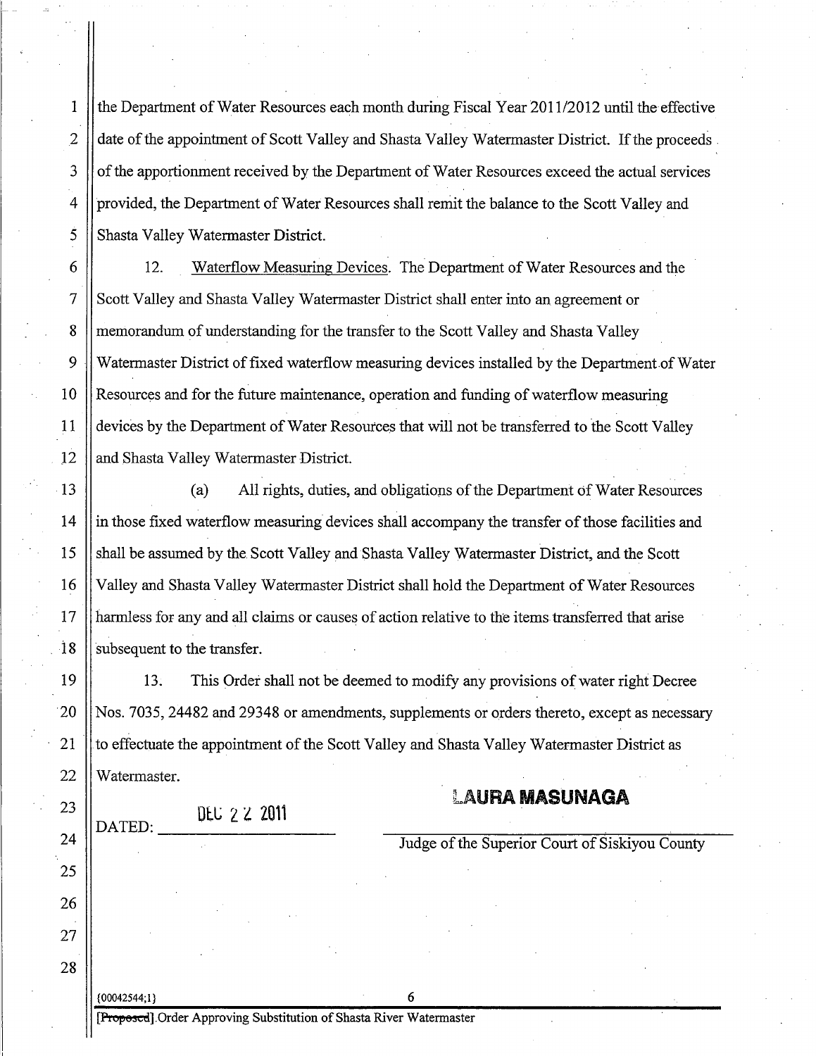the Department of Water Resources each month during Fiscal Year 2011/2012 until the effective date of the appointment of Scott Valley and Shasta Valley Watermaster District. If the proceeds of the apportionment received by the Department of Water Resources exceed the actual services provided, the Department of Water Resources shall remit the balance to the Scott Valley and Shasta Valley Watermaster District.

12. Waterflow Measuring Devices. The Department of Water Resources and the Scott Valley and Shasta Valley Watermaster District shall enter into an agreement or memorandum of understanding for the transfer to the Scott Valley and Shasta Valley Watermaster District of fixed waterflow measuring devices installed by the Department of Water Resources and for the future maintenance, operation and funding of waterflow measuring devices by the Department of Water Resources that will not be transferred to the Scott Valley and Shasta Valley Watermaster District.

(a) All rights, duties, and obligations of the Department of Water Resources in those fixed waterflow measuring devices shall accompany the transfer of those facilities and shall be assumed by the Scott Valley and Shasta Valley Watermaster District, and the Scott Valley and Shasta Valley Watermaster District shall hold the Department of Water Resources harmless for any and all claims or causes of action relative to the items transferred that arise subsequent to the transfer.

13. This Order shall not be deemed to modify any provisions of water right Decree Nos. 7035, 24482 and 29348 or amendments, supplements or orders thereto, except as necessary to effectuate the appointment of the Scott Valley and Shasta Valley Watermaster District as Watermaster.

DATED: DEC 22 2011

**LAURA MASUNAGA**

Judge of the Superior Court of Siskiyou County

{00042544;1}

~~[Proposed]~~ Order Approving Substitution of Shasta River Watermaster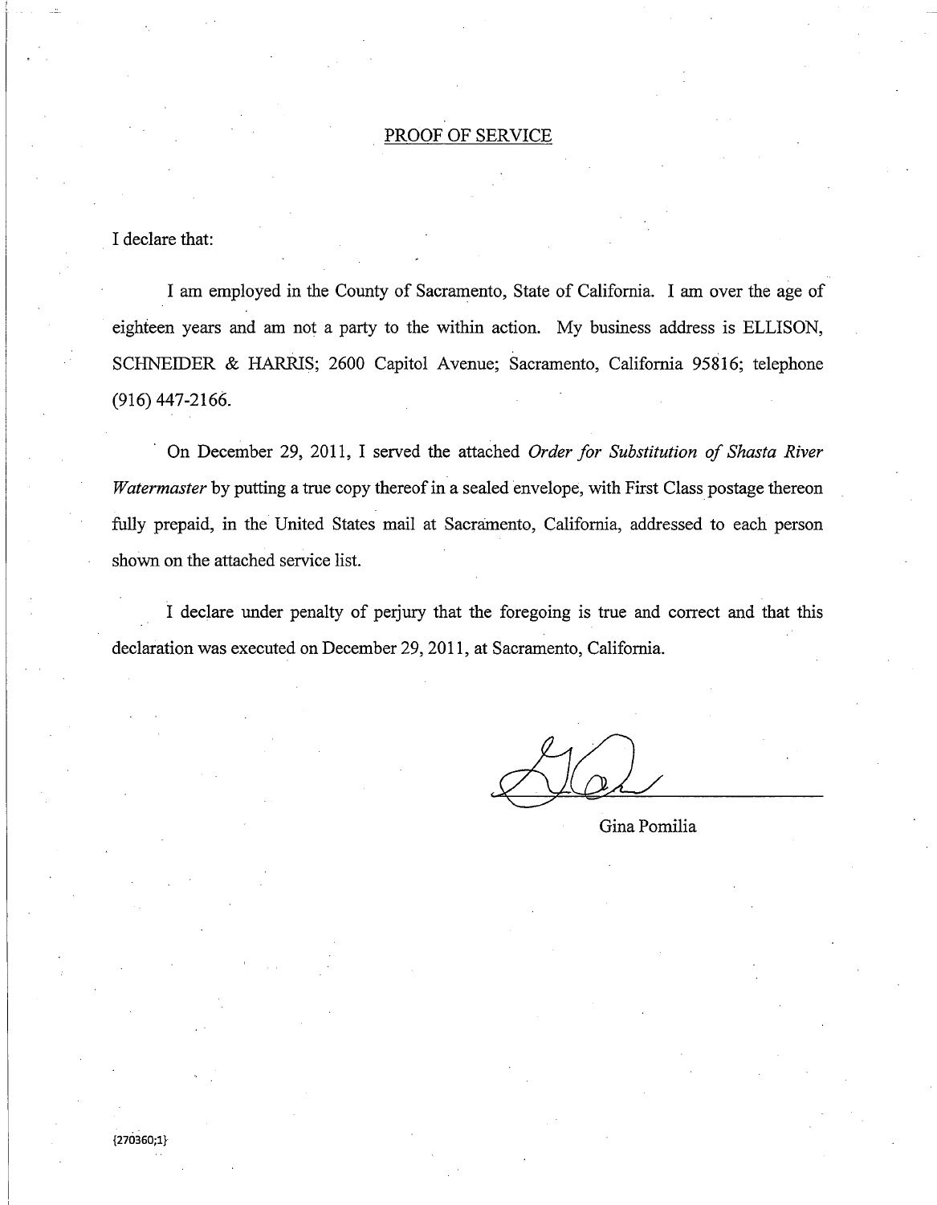# PROOF OF SERVICE

I declare that:

I am employed in the County of Sacramento, State of California. I am over the age of eighteen years and am not a party to the within action. My business address is ELLISON, SCHNEIDER & HARRIS; 2600 Capitol Avenue; Sacramento, California 95816; telephone (916) 447-2166.

On December 29, 2011, I served the attached *Order for Substitution of Shasta River Watermaster* by putting a true copy thereof in a sealed envelope, with First Class postage thereon fully prepaid, in the United States mail at Sacramento, California, addressed to each person shown on the attached service list.

I declare under penalty of perjury that the foregoing is true and correct and that this declaration was executed on December 29, 2011, at Sacramento, California.

Gina Pomilia

{270360;1}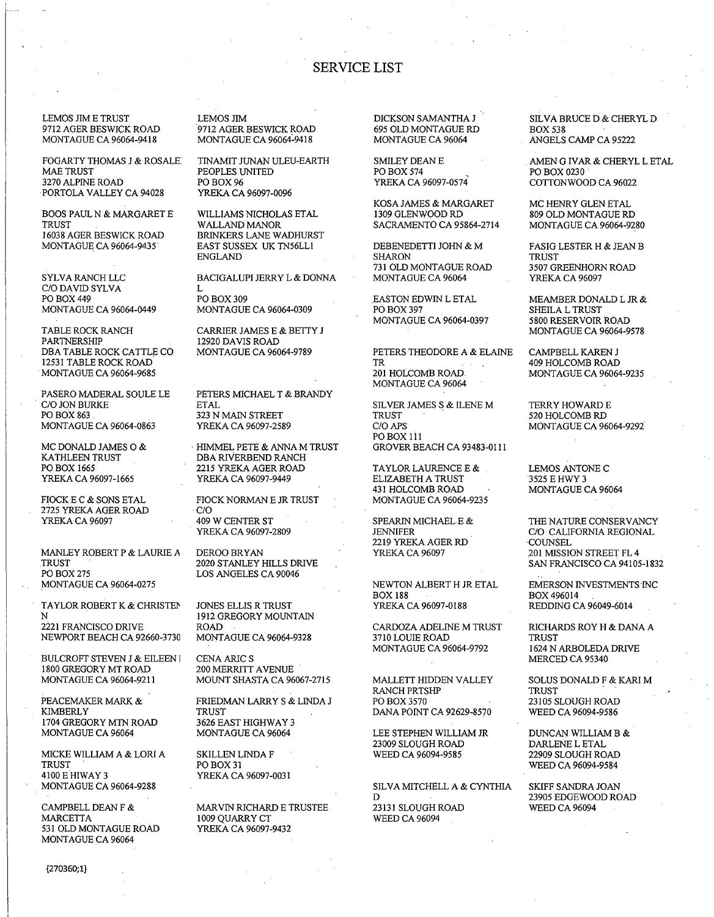# SERVICE LIST

LEMOS JIM E TRUST
9712 AGER BESWICK ROAD
MONTAGUE CA 96064-9418

FOGARTY THOMAS J & ROSALE
MAE TRUST
3270 ALPINE ROAD
PORTOLA VALLEY CA 94028

BOOS PAUL N & MARGARET E
TRUST
16038 AGER BESWICK ROAD
MONTAGUE CA 96064-9435

SYLVA RANCH LLC
C/O DAVID SYLVA
PO BOX 449
MONTAGUE CA 96064-0449

TABLE ROCK RANCH
PARTNERSHIP
DBA TABLE ROCK CATTLE CO
12531 TABLE ROCK ROAD
MONTAGUE CA 96064-9685

PASERO MADERAL SOULE LE
C/O JON BURKE
PO BOX 863
MONTAGUE CA 96064-0863

MC DONALD JAMES O &
KATHLEEN TRUST
PO BOX 1665
YREKA CA 96097-1665

FIOCK E C & SONS ETAL
2725 YREKA AGER ROAD
YREKA CA 96097

MANLEY ROBERT P & LAURIE A
TRUST
PO BOX 275
MONTAGUE CA 96064-0275

TAYLOR ROBERT K & CHRISTEN
N
2221 FRANCISCO DRIVE
NEWPORT BEACH CA 92660-3730

BULCROFT STEVEN J & EILEEN I
1800 GREGORY MT ROAD
MONTAGUE CA 96064-9211

PEACEMAKER MARK &
KIMBERLY
1704 GREGORY MTN ROAD
MONTAGUE CA 96064

MICKE WILLIAM A & LORI A
TRUST
4100 E HIWAY 3
MONTAGUE CA 96064-9288

CAMPBELL DEAN F &
MARCETTA
531 OLD MONTAGUE ROAD
MONTAGUE CA 96064

LEMOS JIM
9712 AGER BESWICK ROAD
MONTAGUE CA 96064-9418

TINAMIT JUNAN ULEU-EARTH
PEOPLES UNITED
PO BOX 96
YREKA CA 96097-0096

WILLIAMS NICHOLAS ETAL
WALLAND MANOR
BRINKERS LANE WADHURST
EAST SUSSEX UK TN56LL1
ENGLAND

BACIGALUPI JERRY L & DONNA
L
PO BOX 309
MONTAGUE CA 96064-0309

CARRIER JAMES E & BETTY J
12920 DAVIS ROAD
MONTAGUE CA 96064-9789

PETERS MICHAEL T & BRANDY
ETAL
323 N MAIN STREET
YREKA CA 96097-2589

HIMMEL PETE & ANNA M TRUST
DBA RIVERBEND RANCH
2215 YREKA AGER ROAD
YREKA CA 96097-9449

FIOCK NORMAN E JR TRUST
C/O
409 W CENTER ST
YREKA CA 96097-2809

DEROO BRYAN
2020 STANLEY HILLS DRIVE
LOS ANGELES CA 90046

JONES ELLIS R TRUST
1912 GREGORY MOUNTAIN
ROAD
MONTAGUE CA 96064-9328

CENA ARIC S
200 MERRITT AVENUE
MOUNT SHASTA CA 96067-2715

FRIEDMAN LARRY S & LINDA J
TRUST
3626 EAST HIGHWAY 3
MONTAGUE CA 96064

SKILLEN LINDA F
PO BOX 31
YREKA CA 96097-0031

MARVIN RICHARD E TRUSTEE
1009 QUARRY CT
YREKA CA 96097-9432

DICKSON SAMANTHA J
695 OLD MONTAGUE RD
MONTAGUE CA 96064

SMILEY DEAN E
PO BOX 574
YREKA CA 96097-0574

KOSA JAMES & MARGARET
1309 GLENWOOD RD
SACRAMENTO CA 95864-2714

DEBENEDETTI JOHN & M
SHARON
731 OLD MONTAGUE ROAD
MONTAGUE CA 96064

EASTON EDWIN L ETAL
PO BOX 397
MONTAGUE CA 96064-0397

PETERS THEODORE A & ELAINE
TR
201 HOLCOMB ROAD
MONTAGUE CA 96064

SILVER JAMES S & ILENE M
TRUST
C/O APS
PO BOX 111
GROVER BEACH CA 93483-0111

TAYLOR LAURENCE E &
ELIZABETH A TRUST
431 HOLCOMB ROAD
MONTAGUE CA 96064-9235

SPEARIN MICHAEL E &
JENNIFER
2219 YREKA AGER RD
YREKA CA 96097

NEWTON ALBERT H JR ETAL
BOX 188
YREKA CA 96097-0188

CARDOZA ADELINE M TRUST
3710 LOUIE ROAD
MONTAGUE CA 96064-9792

MALLETT HIDDEN VALLEY
RANCH PRTSHP
PO BOX 3570
DANA POINT CA 92629-8570

LEE STEPHEN WILLIAM JR
23009 SLOUGH ROAD
WEED CA 96094-9585

SILVA MITCHELL A & CYNTHIA
D
23131 SLOUGH ROAD
WEED CA 96094

SILVA BRUCE D & CHERYL D
BOX 538
ANGELS CAMP CA 95222

AMEN G IVAR & CHERYL L ETAL
PO BOX 0230
COTTONWOOD CA 96022

MC HENRY GLEN ETAL
809 OLD MONTAGUE RD
MONTAGUE CA 96064-9280

FASIG LESTER H & JEAN B
TRUST
3507 GREENHORN ROAD
YREKA CA 96097

MEAMBER DONALD L JR &
SHEILA L TRUST
5800 RESERVOIR ROAD
MONTAGUE CA 96064-9578

CAMPBELL KAREN J
409 HOLCOMB ROAD
MONTAGUE CA 96064-9235

TERRY HOWARD E
520 HOLCOMB RD
MONTAGUE CA 96064-9292

LEMOS ANTONE C
3525 E HWY 3
MONTAGUE CA 96064

THE NATURE CONSERVANCY
C/O CALIFORNIA REGIONAL
COUNSEL
201 MISSION STREET FL 4
SAN FRANCISCO CA 94105-1832

EMERSON INVESTMENTS INC
BOX 496014
REDDING CA 96049-6014

RICHARDS ROY H & DANA A
TRUST
1624 N ARBOLEDA DRIVE
MERCED CA 95340

SOLUS DONALD F & KARI M
TRUST
23105 SLOUGH ROAD
WEED CA 96094-9586

DUNCAN WILLIAM B &
DARLENE L ETAL
22909 SLOUGH ROAD
WEED CA 96094-9584

SKIFF SANDRA JOAN
23905 EDGEWOOD ROAD
WEED CA 96094

{270360;1}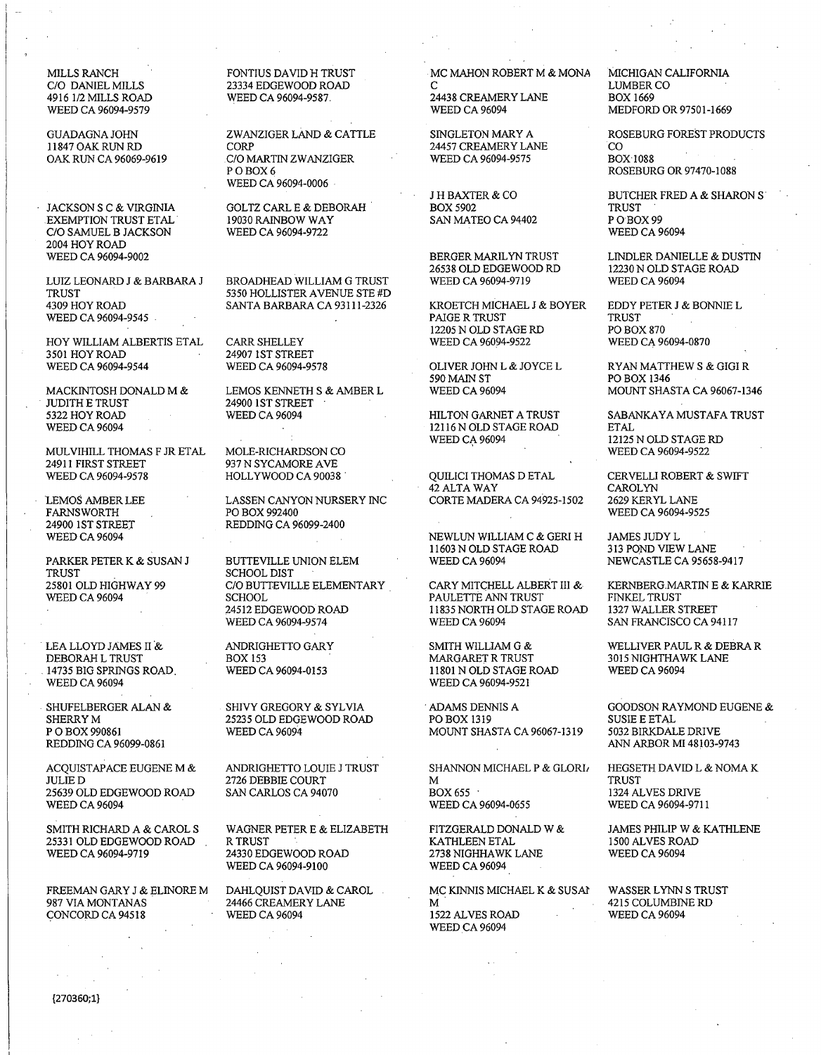MILLS RANCH
C/O DANIEL MILLS
4916 1/2 MILLS ROAD
WEED CA 96094-9579

GUADAGNA JOHN
11847 OAK RUN RD
OAK RUN CA 96069-9619

JACKSON S C & VIRGINIA
EXEMPTION TRUST ETAL
C/O SAMUEL B JACKSON
2004 HOY ROAD
WEED CA 96094-9002

LUIZ LEONARD J & BARBARA J
TRUST
4309 HOY ROAD
WEED CA 96094-9545

HOY WILLIAM ALBERTIS ETAL
3501 HOY ROAD
WEED CA 96094-9544

MACKINTOSH DONALD M &
JUDITH E TRUST
5322 HOY ROAD
WEED CA 96094

MULVIHILL THOMAS F JR ETAL
24911 FIRST STREET
WEED CA 96094-9578

LEMOS AMBER LEE
FARNSWORTH
24900 1ST STREET
WEED CA 96094

PARKER PETER K & SUSAN J
TRUST
25801 OLD HIGHWAY 99
WEED CA 96094

LEA LLOYD JAMES II &
DEBORAH L TRUST
14735 BIG SPRINGS ROAD
WEED CA 96094

SHUFELBERGER ALAN &
SHERRY M
P O BOX 990861
REDDING CA 96099-0861

ACQUISTAPACE EUGENE M &
JULIE D
25639 OLD EDGEWOOD ROAD
WEED CA 96094

SMITH RICHARD A & CAROL S
25331 OLD EDGEWOOD ROAD
WEED CA 96094-9719

FREEMAN GARY J & ELINORE M
987 VIA MONTANAS
CONCORD CA 94518

FONTIUS DAVID H TRUST
23334 EDGEWOOD ROAD
WEED CA 96094-9587

ZWANZIGER LAND & CATTLE
CORP
C/O MARTIN ZWANZIGER
P O BOX 6
WEED CA 96094-0006

GOLTZ CARL E & DEBORAH
19030 RAINBOW WAY
WEED CA 96094-9722

BROADHEAD WILLIAM G TRUST
5350 HOLLISTER AVENUE STE #D
SANTA BARBARA CA 93111-2326

CARR SHELLEY
24907 1ST STREET
WEED CA 96094-9578

LEMOS KENNETH S & AMBER L
24900 1ST STREET
WEED CA 96094

MOLE-RICHARDSON CO
937 N SYCAMORE AVE
HOLLYWOOD CA 90038

LASSEN CANYON NURSERY INC
PO BOX 992400
REDDING CA 96099-2400

BUTTEVILLE UNION ELEM
SCHOOL DIST
C/O BUTTEVILLE ELEMENTARY
SCHOOL
24512 EDGEWOOD ROAD
WEED CA 96094-9574

ANDRIGHETTO GARY
BOX 153
WEED CA 96094-0153

SHIVY GREGORY & SYLVIA
25235 OLD EDGEWOOD ROAD
WEED CA 96094

ANDRIGHETTO LOUIE J TRUST
2726 DEBBIE COURT
SAN CARLOS CA 94070

WAGNER PETER E & ELIZABETH
R TRUST
24330 EDGEWOOD ROAD
WEED CA 96094-9100

DAHLQUIST DAVID & CAROL
24466 CREAMERY LANE
WEED CA 96094

MC MAHON ROBERT M & MONA
C
24438 CREAMERY LANE
WEED CA 96094

SINGLETON MARY A
24457 CREAMERY LANE
WEED CA 96094-9575

J H BAXTER & CO
BOX 5902
SAN MATEO CA 94402

BERGER MARILYN TRUST
26538 OLD EDGEWOOD RD
WEED CA 96094-9719

KROETCH MICHAEL J & BOYER
PAIGE R TRUST
12205 N OLD STAGE RD
WEED CA 96094-9522

OLIVER JOHN L & JOYCE L
590 MAIN ST
WEED CA 96094

HILTON GARNET A TRUST
12116 N OLD STAGE ROAD
WEED CA 96094

QUILICI THOMAS D ETAL
42 ALTA WAY
CORTE MADERA CA 94925-1502

NEWLUN WILLIAM C & GERI H
11603 N OLD STAGE ROAD
WEED CA 96094

CARY MITCHELL ALBERT III &
PAULETTE ANN TRUST
11835 NORTH OLD STAGE ROAD
WEED CA 96094

SMITH WILLIAM G &
MARGARET R TRUST
11801 N OLD STAGE ROAD
WEED CA 96094-9521

ADAMS DENNIS A
PO BOX 1319
MOUNT SHASTA CA 96067-1319

SHANNON MICHAEL P & GLORI/
M
BOX 655
WEED CA 96094-0655

FITZGERALD DONALD W &
KATHLEEN ETAL
2738 NIGHHAWK LANE
WEED CA 96094

MC KINNIS MICHAEL K & SUSAN
M
1522 ALVES ROAD
WEED CA 96094

MICHIGAN CALIFORNIA
LUMBER CO
BOX 1669
MEDFORD OR 97501-1669

ROSEBURG FOREST PRODUCTS
CO
BOX 1088
ROSEBURG OR 97470-1088

BUTCHER FRED A & SHARON S
TRUST
P O BOX 99
WEED CA 96094

LINDLER DANIELLE & DUSTIN
12230 N OLD STAGE ROAD
WEED CA 96094

EDDY PETER J & BONNIE L
TRUST
PO BOX 870
WEED CA 96094-0870

RYAN MATTHEW S & GIGI R
PO BOX 1346
MOUNT SHASTA CA 96067-1346

SABANKAYA MUSTAFA TRUST
ETAL
12125 N OLD STAGE RD
WEED CA 96094-9522

CERVELLI ROBERT & SWIFT
CAROLYN
2629 KERYL LANE
WEED CA 96094-9525

JAMES JUDY L
313 POND VIEW LANE
NEWCASTLE CA 95658-9417

KERNBERG MARTIN E & KARRIE
FINKEL TRUST
1327 WALLER STREET
SAN FRANCISCO CA 94117

WELLIVER PAUL R & DEBRA R
3015 NIGHTHAWK LANE
WEED CA 96094

GOODSON RAYMOND EUGENE &
SUSIE E ETAL
5032 BIRKDALE DRIVE
ANN ARBOR MI 48103-9743

HEGSETH DAVID L & NOMA K
TRUST
1324 ALVES DRIVE
WEED CA 96094-9711

JAMES PHILIP W & KATHLENE
1500 ALVES ROAD
WEED CA 96094

WASSER LYNN S TRUST
4215 COLUMBINE RD
WEED CA 96094

{270360;1}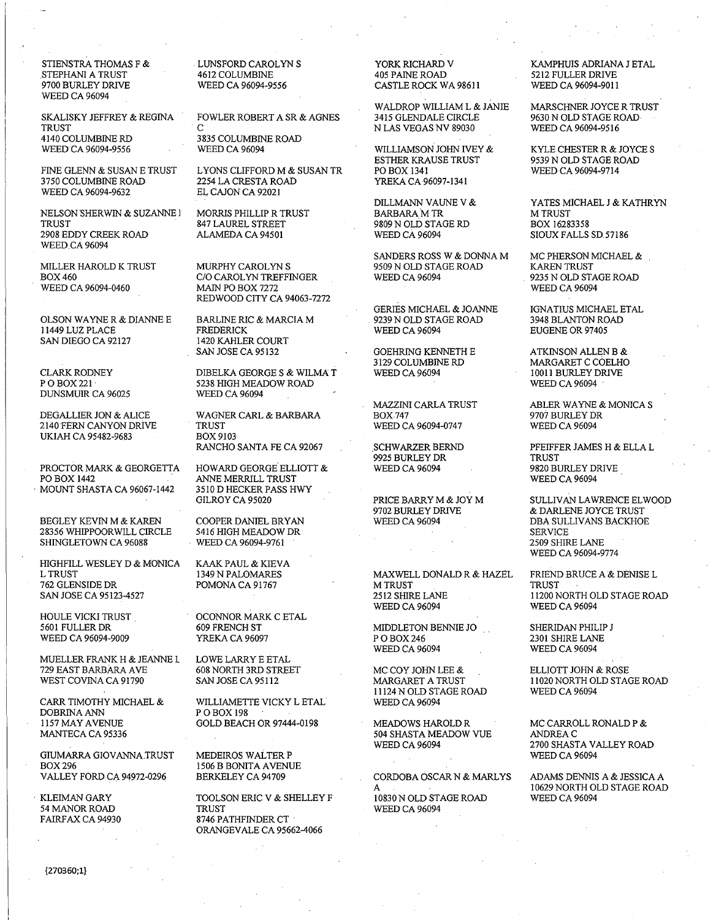STIENSTRA THOMAS F &
STEPHANI A TRUST
9700 BURLEY DRIVE
WEED CA 96094

SKALISKY JEFFREY & REGINA
TRUST
4140 COLUMBINE RD
WEED CA 96094-9556

FINE GLENN & SUSAN E TRUST
3750 COLUMBINE ROAD
WEED CA 96094-9632

NELSON SHERWIN & SUZANNE I
TRUST
2908 EDDY CREEK ROAD
WEED CA 96094

MILLER HAROLD K TRUST
BOX 460
WEED CA 96094-0460

OLSON WAYNE R & DIANNE E
11449 LUZ PLACE
SAN DIEGO CA 92127

CLARK RODNEY
P O BOX 221
DUNSMUIR CA 96025

DEGALLIER JON & ALICE
2140 FERN CANYON DRIVE
UKIAH CA 95482-9683

PROCTOR MARK & GEORGETTA
PO BOX 1442
MOUNT SHASTA CA 96067-1442

BEGLEY KEVIN M & KAREN
28356 WHIPPOORWILL CIRCLE
SHINGLETOWN CA 96088

HIGHFILL WESLEY D & MONICA
L TRUST
762 GLENSIDE DR
SAN JOSE CA 95123-4527

HOULE VICKI TRUST
5601 FULLER DR
WEED CA 96094-9009

MUELLER FRANK H & JEANNE L
729 EAST BARBARA AVE
WEST COVINA CA 91790

CARR TIMOTHY MICHAEL &
DOBRINA ANN
1157 MAY AVENUE
MANTECA CA 95336

GIUMARRA GIOVANNA TRUST
BOX 296
VALLEY FORD CA 94972-0296

KLEIMAN GARY
54 MANOR ROAD
FAIRFAX CA 94930

LUNSFORD CAROLYN S
4612 COLUMBINE
WEED CA 96094-9556

FOWLER ROBERT A SR & AGNES
C
3835 COLUMBINE ROAD
WEED CA 96094

LYONS CLIFFORD M & SUSAN TR
2254 LA CRESTA ROAD
EL CAJON CA 92021

MORRIS PHILLIP R TRUST
847 LAUREL STREET
ALAMEDA CA 94501

MURPHY CAROLYN S
C/O CAROLYN TREFFINGER
MAIN PO BOX 7272
REDWOOD CITY CA 94063-7272

BARLINE RIC & MARCIA M
FREDERICK
1420 KAHLER COURT
SAN JOSE CA 95132

DIBELKA GEORGE S & WILMA T
5238 HIGH MEADOW ROAD
WEED CA 96094

WAGNER CARL & BARBARA
TRUST
BOX 9103
RANCHO SANTA FE CA 92067

HOWARD GEORGE ELLIOTT &
ANNE MERRILL TRUST
3510 D HECKER PASS HWY
GILROY CA 95020

COOPER DANIEL BRYAN
5416 HIGH MEADOW DR
WEED CA 96094-9761

KAAK PAUL & KIEVA
1349 N PALOMARES
POMONA CA 91767

OCONNOR MARK C ETAL
609 FRENCH ST
YREKA CA 96097

LOWE LARRY E ETAL
608 NORTH 3RD STREET
SAN JOSE CA 95112

WILLIAMETTE VICKY L ETAL
P O BOX 198
GOLD BEACH OR 97444-0198

MEDEIROS WALTER P
1506 B BONITA AVENUE
BERKELEY CA 94709

TOOLSON ERIC V & SHELLEY F
TRUST
8746 PATHFINDER CT
ORANGEVALE CA 95662-4066

YORK RICHARD V
405 PAINE ROAD
CASTLE ROCK WA 98611

WALDROP WILLIAM L & JANIE
3415 GLENDALE CIRCLE
N LAS VEGAS NV 89030

WILLIAMSON JOHN IVEY &
ESTHER KRAUSE TRUST
PO BOX 1341
YREKA CA 96097-1341

DILLMANN VAUNE V &
BARBARA M TR
9809 N OLD STAGE RD
WEED CA 96094

SANDERS ROSS W & DONNA M
9509 N OLD STAGE ROAD
WEED CA 96094

GERIES MICHAEL & JOANNE
9239 N OLD STAGE ROAD
WEED CA 96094

GOEHRING KENNETH E
3129 COLUMBINE RD
WEED CA 96094

MAZZINI CARLA TRUST
BOX 747
WEED CA 96094-0747

SCHWARZER BERND
9925 BURLEY DR
WEED CA 96094

PRICE BARRY M & JOY M
9702 BURLEY DRIVE
WEED CA 96094

MAXWELL DONALD R & HAZEL
M TRUST
2512 SHIRE LANE
WEED CA 96094

MIDDLETON BENNIE JO
P O BOX 246
WEED CA 96094

MC COY JOHN LEE &
MARGARET A TRUST
11124 N OLD STAGE ROAD
WEED CA 96094

MEADOWS HAROLD R
504 SHASTA MEADOW VUE
WEED CA 96094

CORDOBA OSCAR N & MARLYS
A
10830 N OLD STAGE ROAD
WEED CA 96094

KAMPHUIS ADRIANA J ETAL
5212 FULLER DRIVE
WEED CA 96094-9011

MARSCHNER JOYCE R TRUST
9630 N OLD STAGE ROAD
WEED CA 96094-9516

KYLE CHESTER R & JOYCE S
9539 N OLD STAGE ROAD
WEED CA 96094-9714

YATES MICHAEL J & KATHRYN
M TRUST
BOX 16283358
SIOUX FALLS SD 57186

MC PHERSON MICHAEL &
KAREN TRUST
9235 N OLD STAGE ROAD
WEED CA 96094

IGNATIUS MICHAEL ETAL
3948 BLANTON ROAD
EUGENE OR 97405

ATKINSON ALLEN B &
MARGARET C COELHO
10011 BURLEY DRIVE
WEED CA 96094

ABLER WAYNE & MONICA S
9707 BURLEY DR
WEED CA 96094

PFEIFFER JAMES H & ELLA L
TRUST
9820 BURLEY DRIVE
WEED CA 96094

SULLIVAN LAWRENCE ELWOOD
& DARLENE JOYCE TRUST
DBA SULLIVANS BACKHOE
SERVICE
2509 SHIRE LANE
WEED CA 96094-9774

FRIEND BRUCE A & DENISE L
TRUST
11200 NORTH OLD STAGE ROAD
WEED CA 96094

SHERIDAN PHILIP J
2301 SHIRE LANE
WEED CA 96094

ELLIOTT JOHN & ROSE
11020 NORTH OLD STAGE ROAD
WEED CA 96094

MC CARROLL RONALD P &
ANDREA C
2700 SHASTA VALLEY ROAD
WEED CA 96094

ADAMS DENNIS A & JESSICA A
10629 NORTH OLD STAGE ROAD
WEED CA 96094

{270360;1}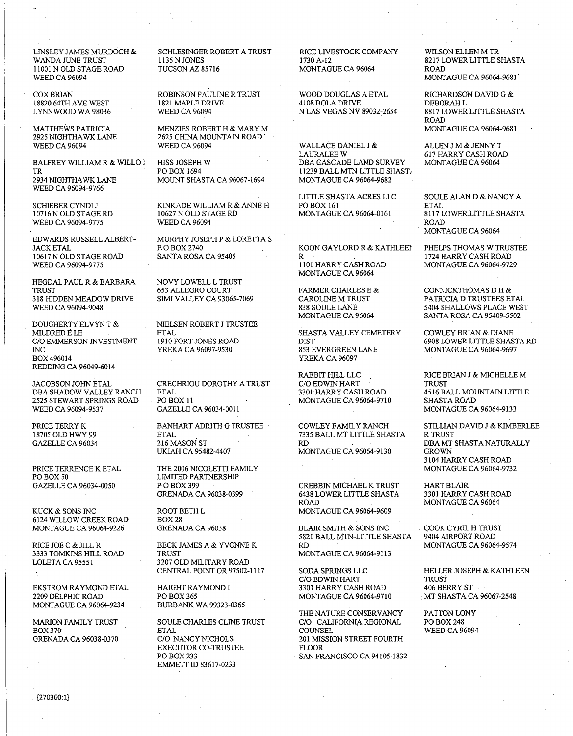LINSLEY JAMES MURDOCH &
WANDA JUNE TRUST
11001 N OLD STAGE ROAD
WEED CA 96094

COX BRIAN
18820 64TH AVE WEST
LYNNWOOD WA 98036

MATTHEWS PATRICIA
2925 NIGHTHAWK LANE
WEED CA 96094

BALFREY WILLIAM R & WILLO I
TR
2934 NIGHTHAWK LANE
WEED CA 96094-9766

SCHIEBER CYNDI J
10716 N OLD STAGE RD
WEED CA 96094-9775

EDWARDS RUSSELL ALBERT-
JACK ETAL
10617 N OLD STAGE ROAD
WEED CA 96094-9775

HEGDAL PAUL R & BARBARA
TRUST
318 HIDDEN MEADOW DRIVE
WEED CA 96094-9048

DOUGHERTY ELVYN T &
MILDRED E LE
C/O EMMERSON INVESTMENT
INC
BOX 496014
REDDING CA 96049-6014

JACOBSON JOHN ETAL
DBA SHADOW VALLEY RANCH
2525 STEWART SPRINGS ROAD
WEED CA 96094-9537

PRICE TERRY K
18705 OLD HWY 99
GAZELLE CA 96034

PRICE TERRENCE K ETAL
PO BOX 50
GAZELLE CA 96034-0050

KUCK & SONS INC
6124 WILLOW CREEK ROAD
MONTAGUE CA 96064-9226

RICE JOE C & JILL R
3333 TOMKINS HILL ROAD
LOLETA CA 95551

EKSTROM RAYMOND ETAL
2209 DELPHIC ROAD
MONTAGUE CA 96064-9234

MARION FAMILY TRUST
BOX 370
GRENADA CA 96038-0370

SCHLESINGER ROBERT A TRUST
1135 N JONES
TUCSON AZ 85716

ROBINSON PAULINE R TRUST
1821 MAPLE DRIVE
WEED CA 96094

MENZIES ROBERT H & MARY M
2625 CHINA MOUNTAIN ROAD
WEED CA 96094

HISS JOSEPH W
PO BOX 1694
MOUNT SHASTA CA 96067-1694

KINKADE WILLIAM R & ANNE H
10627 N OLD STAGE RD
WEED CA 96094

MURPHY JOSEPH P & LORETTA S
P.O BOX 2740
SANTA ROSA CA 95405

NOVY LOWELL L TRUST
653 ALLEGRO COURT
SIMI VALLEY CA 93065-7069

NIELSEN ROBERT J TRUSTEE
ETAL
1910 FORT JONES ROAD
YREKA CA 96097-9530

CRECHRIOU DOROTHY A TRUST
ETAL
PO BOX 11
GAZELLE CA 96034-0011

BANHART ADRITH G TRUSTEE
ETAL
216 MASON ST
UKIAH CA 95482-4407

THE 2006 NICOLETTI FAMILY
LIMITED PARTNERSHIP
P O BOX 399
GRENADA CA 96038-0399

ROOT BETH L
BOX 28
GRENADA CA 96038

BECK JAMES A & YVONNE K
TRUST
3207 OLD MILITARY ROAD
CENTRAL POINT OR 97502-1117

HAIGHT RAYMOND I
PO BOX 365
BURBANK WA 99323-0365

SOULE CHARLES CLINE TRUST
ETAL
C/O NANCY NICHOLS
EXECUTOR CO-TRUSTEE
PO BOX 233
EMMETT ID 83617-0233

RICE LIVESTOCK COMPANY
1730 A-12
MONTAGUE CA 96064

WOOD DOUGLAS A ETAL
4108 BOLA DRIVE
N LAS VEGAS NV 89032-2654

WALLACE DANIEL J &
LAURALEE W
DBA CASCADE LAND SURVEY
11239 BALL MTN LITTLE SHASTA
MONTAGUE CA 96064-9682

LITTLE SHASTA ACRES LLC
PO BOX 161
MONTAGUE CA 96064-0161

KOON GAYLORD R & KATHLEEN
R
1101 HARRY CASH ROAD
MONTAGUE CA 96064

FARMER CHARLES E &
CAROLINE M TRUST
838 SOULE LANE
MONTAGUE CA 96064

SHASTA VALLEY CEMETERY
DIST
853 EVERGREEN LANE
YREKA CA 96097

RABBIT HILL LLC
C/O EDWIN HART
3301 HARRY CASH ROAD
MONTAGUE CA 96064-9710

COWLEY FAMILY RANCH
7335 BALL MT LITTLE SHASTA
RD
MONTAGUE CA 96064-9130

CREBBIN MICHAEL K TRUST
6438 LOWER LITTLE SHASTA
ROAD
MONTAGUE CA 96064-9609

BLAIR SMITH & SONS INC
5821 BALL MTN-LITTLE SHASTA
RD
MONTAGUE CA 96064-9113

SODA SPRINGS LLC
C/O EDWIN HART
3301 HARRY CASH ROAD
MONTAGUE CA 96064-9710

THE NATURE CONSERVANCY
C/O CALIFORNIA REGIONAL
COUNSEL
201 MISSION STREET FOURTH
FLOOR
SAN FRANCISCO CA 94105-1832

WILSON ELLEN M TR
8217 LOWER LITTLE SHASTA
ROAD
MONTAGUE CA 96064-9681

RICHARDSON DAVID G &
DEBORAH L
8817 LOWER LITTLE SHASTA
ROAD
MONTAGUE CA 96064-9681

ALLEN J M & JENNY T
617 HARRY CASH ROAD
MONTAGUE CA 96064

SOULE ALAN D & NANCY A
ETAL
8117 LOWER LITTLE SHASTA
ROAD
MONTAGUE CA 96064

PHELPS THOMAS W TRUSTEE
1724 HARRY CASH ROAD
MONTAGUE CA 96064-9729

CONNICKTHOMAS D H &
PATRICIA D TRUSTEES ETAL
5404 SHALLOWS PLACE WEST
SANTA ROSA CA 95409-5502

COWLEY BRIAN & DIANE
6908 LOWER LITTLE SHASTA RD
MONTAGUE CA 96064-9697

RICE BRIAN J & MICHELLE M
TRUST
4516 BALL MOUNTAIN LITTLE
SHASTA ROAD
MONTAGUE CA 96064-9133

STILLIAN DAVID J & KIMBERLEE
R TRUST
DBA MT SHASTA NATURALLY
GROWN
3104 HARRY CASH ROAD
MONTAGUE CA 96064-9732

HART BLAIR
3301 HARRY CASH ROAD
MONTAGUE CA 96064

COOK CYRIL H TRUST
9404 AIRPORT ROAD
MONTAGUE CA 96064-9574

HELLER JOSEPH & KATHLEEN
TRUST
406 BERRY ST
MT SHASTA CA 96067-2548

PATTON LONY
PO BOX 248
WEED CA 96094

{270360;1}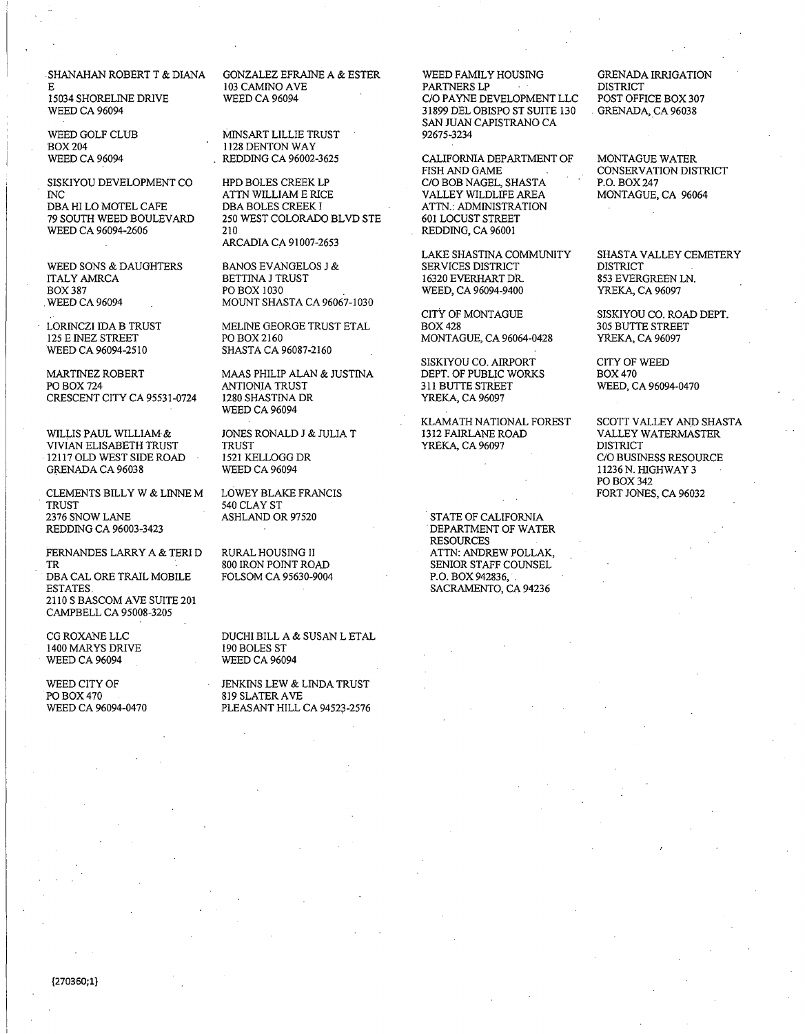SHANAHAN ROBERT T & DIANA E
15034 SHORELINE DRIVE
WEED CA 96094

WEED GOLF CLUB
BOX 204
WEED CA 96094

SISKIYOU DEVELOPMENT CO INC
DBA HI LO MOTEL CAFE
79 SOUTH WEED BOULEVARD
WEED CA 96094-2606

WEED SONS & DAUGHTERS ITALY AMRCA
BOX 387
WEED CA 96094

LORINCZI IDA B TRUST
125 E INEZ STREET
WEED CA 96094-2510

MARTINEZ ROBERT
PO BOX 724
CRESCENT CITY CA 95531-0724

WILLIS PAUL WILLIAM & VIVIAN ELISABETH TRUST
12117 OLD WEST SIDE ROAD
GRENADA CA 96038

CLEMENTS BILLY W & LINNE M TRUST
2376 SNOW LANE
REDDING CA 96003-3423

FERNANDES LARRY A & TERI D TR
DBA CAL ORE TRAIL MOBILE ESTATES
2110 S BASCOM AVE SUITE 201
CAMPBELL CA 95008-3205

CG ROXANE LLC
1400 MARYS DRIVE
WEED CA 96094

WEED CITY OF
PO BOX 470
WEED CA 96094-0470

GONZALEZ EFRAINE A & ESTER
103 CAMINO AVE
WEED CA 96094

MINSART LILLIE TRUST
1128 DENTON WAY
REDDING CA 96002-3625

HPD BOLES CREEK LP
ATTN WILLIAM E RICE
DBA BOLES CREEK I
250 WEST COLORADO BLVD STE 210
ARCADIA CA 91007-2653

BANOS EVANGELOS J & BETTINA J TRUST
PO BOX 1030
MOUNT SHASTA CA 96067-1030

MELINE GEORGE TRUST ETAL
PO BOX 2160
SHASTA CA 96087-2160

MAAS PHILIP ALAN & JUSTINA ANTIONIA TRUST
1280 SHASTINA DR
WEED CA 96094

JONES RONALD J & JULIA T TRUST
1521 KELLOGG DR
WEED CA 96094

LOWEY BLAKE FRANCIS
540 CLAY ST
ASHLAND OR 97520

RURAL HOUSING II
800 IRON POINT ROAD
FOLSOM CA 95630-9004

DUCHI BILL A & SUSAN L ETAL
190 BOLES ST
WEED CA 96094

JENKINS LEW & LINDA TRUST
819 SLATER AVE
PLEASANT HILL CA 94523-2576

WEED FAMILY HOUSING PARTNERS LP
C/O PAYNE DEVELOPMENT LLC
31899 DEL OBISPO ST SUITE 130
SAN JUAN CAPISTRANO CA 92675-3234

CALIFORNIA DEPARTMENT OF FISH AND GAME
C/O BOB NAGEL, SHASTA VALLEY WILDLIFE AREA
ATTN.: ADMINISTRATION
601 LOCUST STREET
REDDING, CA 96001

LAKE SHASTINA COMMUNITY SERVICES DISTRICT
16320 EVERHART DR.
WEED, CA 96094-9400

CITY OF MONTAGUE
BOX 428
MONTAGUE, CA 96064-0428

SISKIYOU CO. AIRPORT DEPT. OF PUBLIC WORKS
311 BUTTE STREET
YREKA, CA 96097

KLAMATH NATIONAL FOREST
1312 FAIRLANE ROAD
YREKA, CA 96097

STATE OF CALIFORNIA DEPARTMENT OF WATER RESOURCES
ATTN: ANDREW POLLAK, SENIOR STAFF COUNSEL
P.O. BOX 942836,
SACRAMENTO, CA 94236

GRENADA IRRIGATION DISTRICT
POST OFFICE BOX 307
GRENADA, CA 96038

MONTAGUE WATER CONSERVATION DISTRICT
P.O. BOX 247
MONTAGUE, CA 96064

SHASTA VALLEY CEMETERY DISTRICT
853 EVERGREEN LN.
YREKA, CA 96097

SISKIYOU CO. ROAD DEPT.
305 BUTTE STREET
YREKA, CA 96097

CITY OF WEED
BOX 470
WEED, CA 96094-0470

SCOTT VALLEY AND SHASTA VALLEY WATERMASTER DISTRICT
C/O BUSINESS RESOURCE
11236 N. HIGHWAY 3
PO BOX 342
FORT JONES, CA 96032

{270360;1}